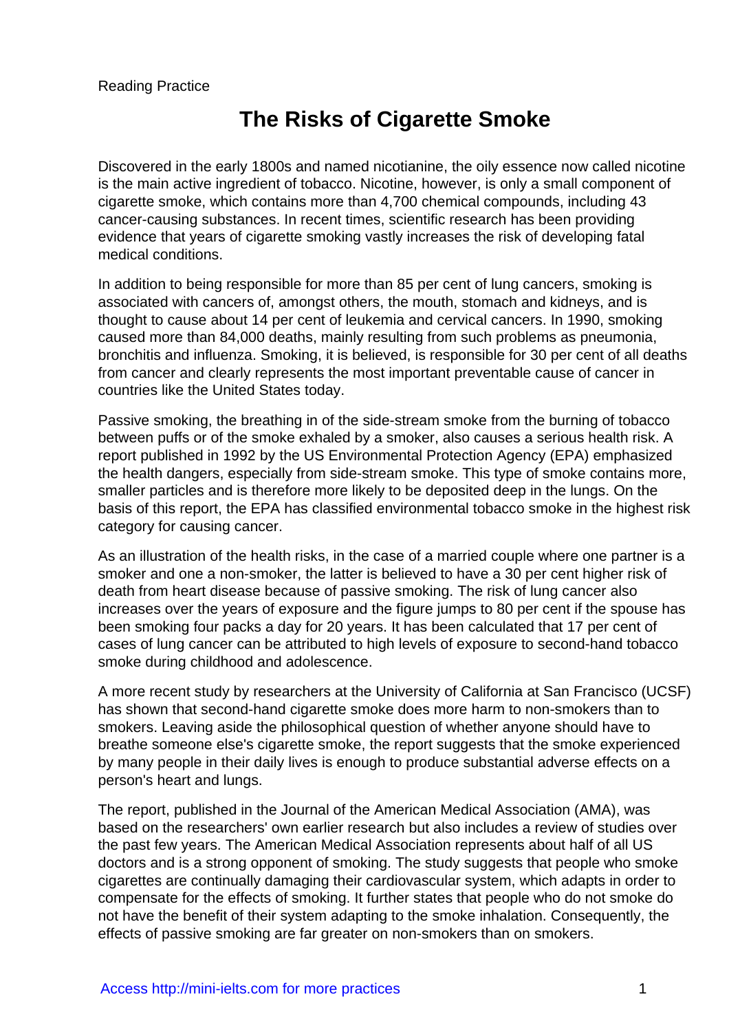Reading Practice

# The Risks of Cigarette Smoke

Discovered in the early 1800s and named nicotianine, the oily essence now called nicotine is the main active ingredient of tobacco. Nicotine, however, is only a small component of cigarette smoke, which contains more than 4,700 chemical compounds, including 43 cancer-causing substances. In recent times, scientific research has been providing evidence that years of cigarette smoking vastly increases the risk of developing fatal medical conditions.

In addition to being responsible for more than 85 per cent of lung cancers, smoking is associated with cancers of, amongst others, the mouth, stomach and kidneys, and is thought to cause about 14 per cent of leukemia and cervical cancers. In 1990, smoking caused more than 84,000 deaths, mainly resulting from such problems as pneumonia, bronchitis and influenza. Smoking, it is believed, is responsible for 30 per cent of all deaths from cancer and clearly represents the most important preventable cause of cancer in countries like the United States today.

Passive smoking, the breathing in of the side-stream smoke from the burning of tobacco between puffs or of the smoke exhaled by a smoker, also causes a serious health risk. A report published in 1992 by the US Environmental Protection Agency (EPA) emphasized the health dangers, especially from side-stream smoke. This type of smoke contains more, smaller particles and is therefore more likely to be deposited deep in the lungs. On the basis of this report, the EPA has classified environmental tobacco smoke in the highest risk category for causing cancer.

As an illustration of the health risks, in the case of a married couple where one partner is a smoker and one a non-smoker, the latter is believed to have a 30 per cent higher risk of death from heart disease because of passive smoking. The risk of lung cancer also increases over the years of exposure and the figure jumps to 80 per cent if the spouse has been smoking four packs a day for 20 years. It has been calculated that 17 per cent of cases of lung cancer can be attributed to high levels of exposure to second-hand tobacco smoke during childhood and adolescence.

A more recent study by researchers at the University of California at San Francisco (UCSF) has shown that second-hand cigarette smoke does more harm to non-smokers than to smokers. Leaving aside the philosophical question of whether anyone should have to breathe someone else's cigarette smoke, the report suggests that the smoke experienced by many people in their daily lives is enough to produce substantial adverse effects on a person's heart and lungs.

The report, published in the Journal of the American Medical Association (AMA), was based on the researchers' own earlier research but also includes a review of studies over the past few years. The American Medical Association represents about half of all US doctors and is a strong opponent of smoking. The study suggests that people who smoke cigarettes are continually damaging their cardiovascular system, which adapts in order to compensate for the effects of smoking. It further states that people who do not smoke do not have the benefit of their system adapting to the smoke inhalation. Consequently, the effects of passive smoking are far greater on non-smokers than on smokers.

Access http://mini-ielts.com for more practices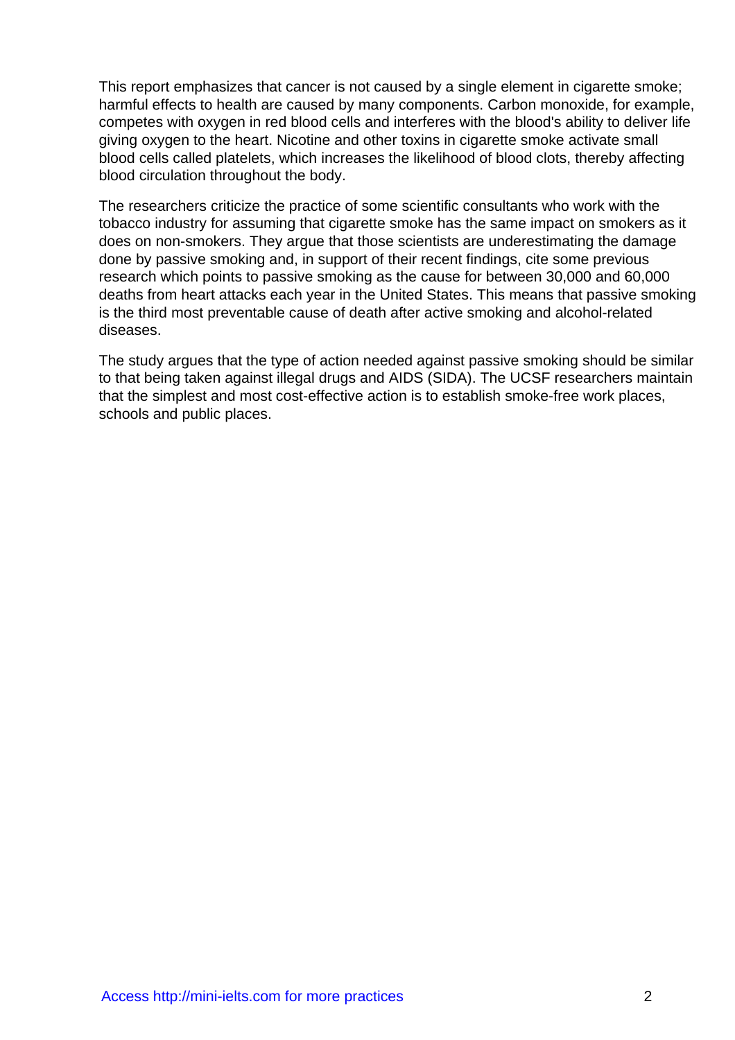This report emphasizes that cancer is not caused by a single element in cigarette smoke; harmful effects to health are caused by many components. Carbon monoxide, for example, competes with oxygen in red blood cells and interferes with the blood's ability to deliver life giving oxygen to the heart. Nicotine and other toxins in cigarette smoke activate small blood cells called platelets, which increases the likelihood of blood clots, thereby affecting blood circulation throughout the body.

The researchers criticize the practice of some scientific consultants who work with the tobacco industry for assuming that cigarette smoke has the same impact on smokers as it does on non-smokers. They argue that those scientists are underestimating the damage done by passive smoking and, in support of their recent findings, cite some previous research which points to passive smoking as the cause for between 30,000 and 60,000 deaths from heart attacks each year in the United States. This means that passive smoking is the third most preventable cause of death after active smoking and alcohol-related diseases.

The study argues that the type of action needed against passive smoking should be similar to that being taken against illegal drugs and AIDS (SIDA). The UCSF researchers maintain that the simplest and most cost-effective action is to establish smoke-free work places, schools and public places.

Access http://mini-ielts.com for more practices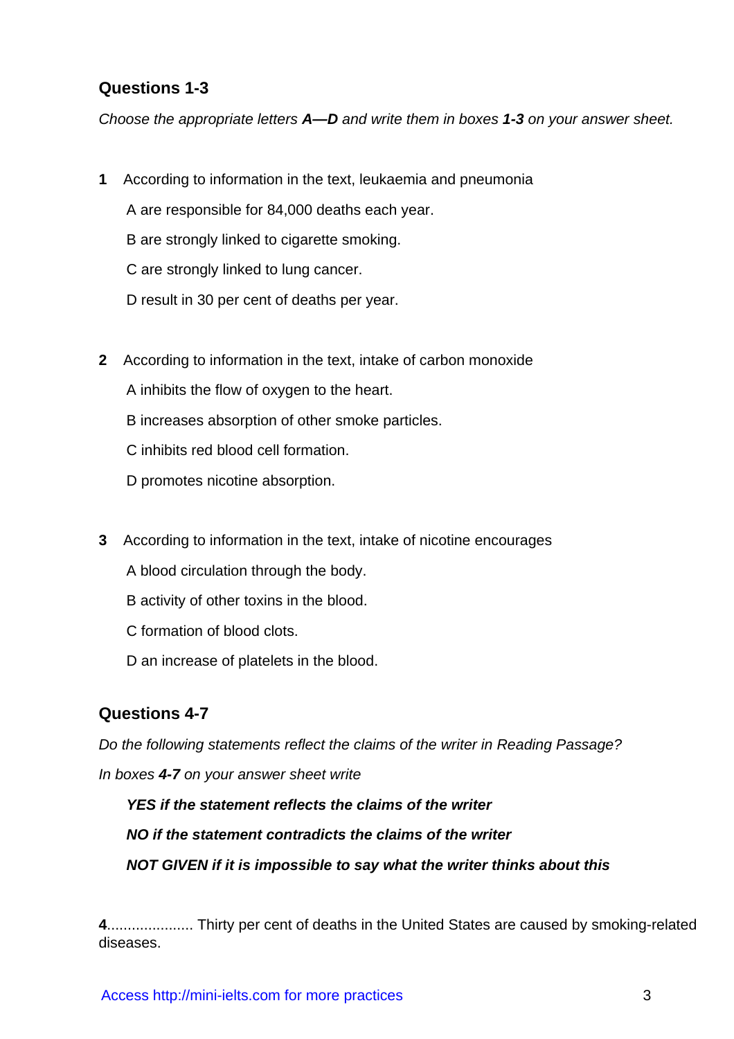## Questions 1-3

*Choose the appropriate letters **A—D** and write them in boxes **1-3** on your answer sheet.*

**1** According to information in the text, leukaemia and pneumonia

A are responsible for 84,000 deaths each year.

B are strongly linked to cigarette smoking.

C are strongly linked to lung cancer.

D result in 30 per cent of deaths per year.

**2** According to information in the text, intake of carbon monoxide

A inhibits the flow of oxygen to the heart.

B increases absorption of other smoke particles.

C inhibits red blood cell formation.

D promotes nicotine absorption.

**3** According to information in the text, intake of nicotine encourages

A blood circulation through the body.

B activity of other toxins in the blood.

C formation of blood clots.

D an increase of platelets in the blood.

## Questions 4-7

*Do the following statements reflect the claims of the writer in Reading Passage?*

*In boxes **4-7** on your answer sheet write*

***YES if the statement reflects the claims of the writer***

***NO if the statement contradicts the claims of the writer***

***NOT GIVEN if it is impossible to say what the writer thinks about this***

**4**.................... Thirty per cent of deaths in the United States are caused by smoking-related diseases.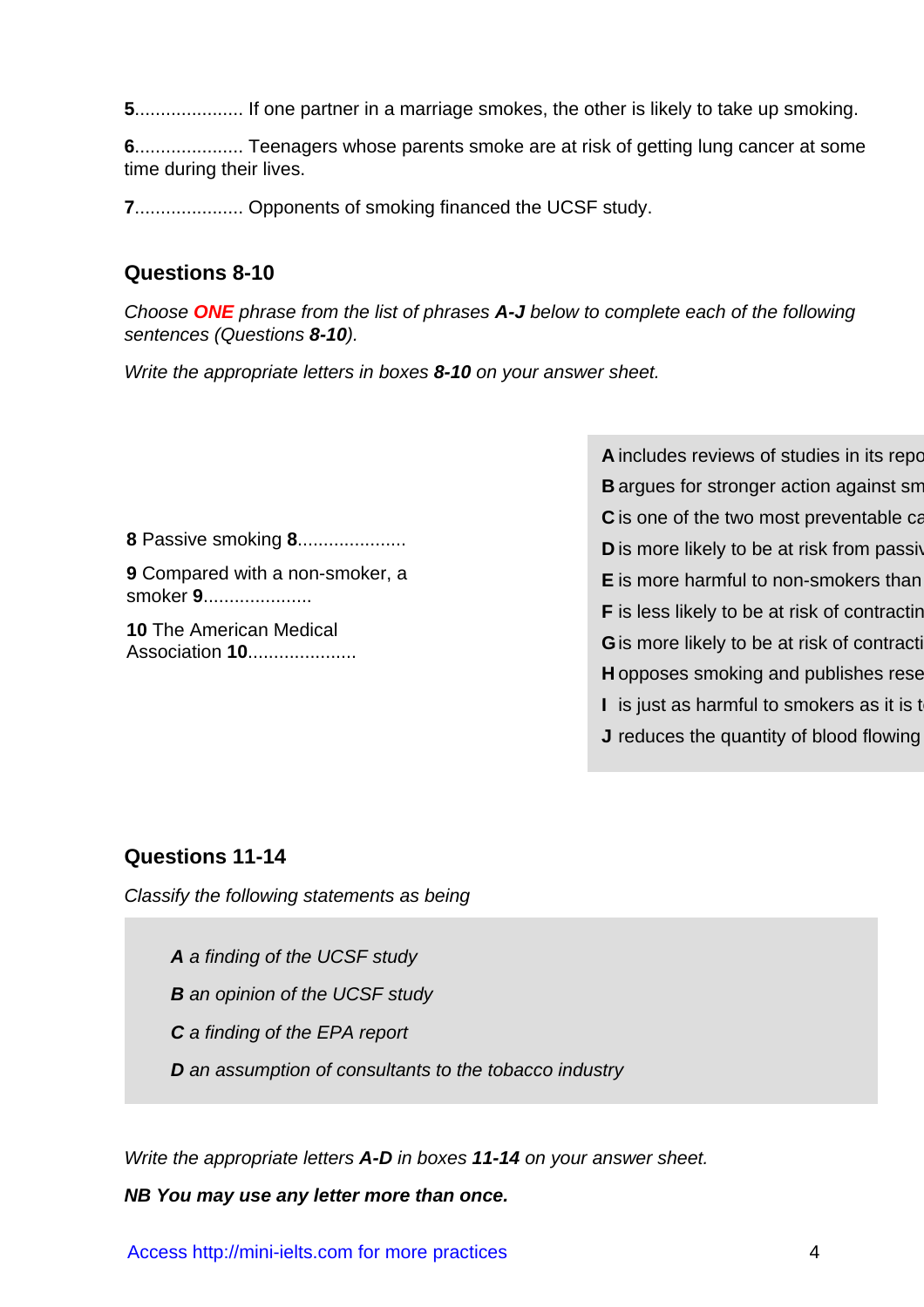**5**.................... If one partner in a marriage smokes, the other is likely to take up smoking.

**6**.................... Teenagers whose parents smoke are at risk of getting lung cancer at some time during their lives.

**7**.................... Opponents of smoking financed the UCSF study.

## Questions 8-10

*Choose **ONE** phrase from the list of phrases **A-J** below to complete each of the following sentences (Questions **8-10**).*

*Write the appropriate letters in boxes **8-10** on your answer sheet.*

**8** Passive smoking **8**....................

**9** Compared with a non-smoker, a smoker **9**....................

**10** The American Medical Association **10**....................

**A** includes reviews of studies in its repo
**B** argues for stronger action against sm
**C** is one of the two most preventable ca
**D** is more likely to be at risk from passiv
**E** is more harmful to non-smokers than
**F** is less likely to be at risk of contractin
**G** is more likely to be at risk of contracti
**H** opposes smoking and publishes rese
**I** is just as harmful to smokers as it is t
**J** reduces the quantity of blood flowing

## Questions 11-14

*Classify the following statements as being*

***A** a finding of the UCSF study*

***B** an opinion of the UCSF study*

***C** a finding of the EPA report*

***D** an assumption of consultants to the tobacco industry*

*Write the appropriate letters **A-D** in boxes **11-14** on your answer sheet.*

***NB You may use any letter more than once.***

Access http://mini-ielts.com for more practices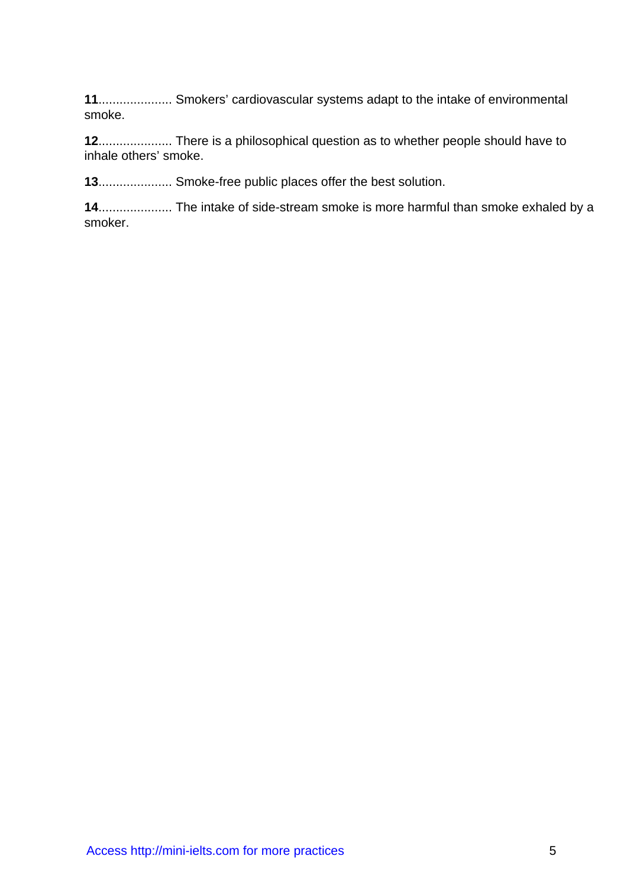**11**.................... Smokers' cardiovascular systems adapt to the intake of environmental smoke.

**12**.................... There is a philosophical question as to whether people should have to inhale others' smoke.

**13**.................... Smoke-free public places offer the best solution.

**14**.................... The intake of side-stream smoke is more harmful than smoke exhaled by a smoker.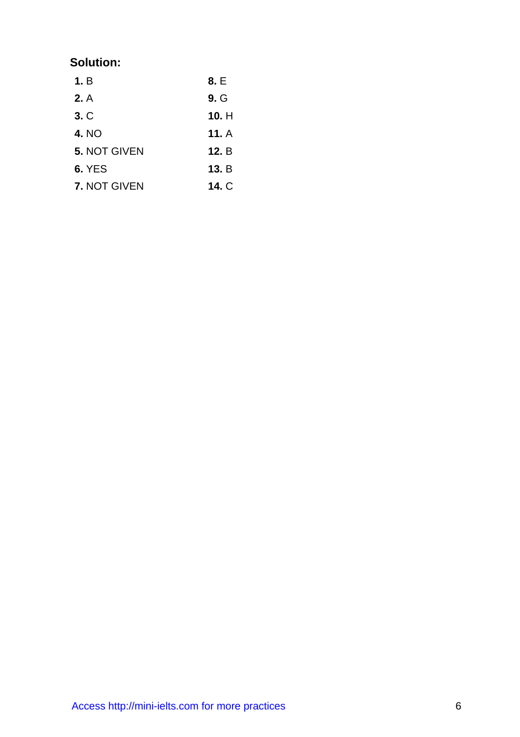**Solution:**

**1.** B

**2.** A

**3.** C

**4.** NO

**5.** NOT GIVEN

**6.** YES

**7.** NOT GIVEN

**8.** E

**9.** G

**10.** H

**11.** A

**12.** B

**13.** B

**14.** C

Access http://mini-ielts.com for more practices